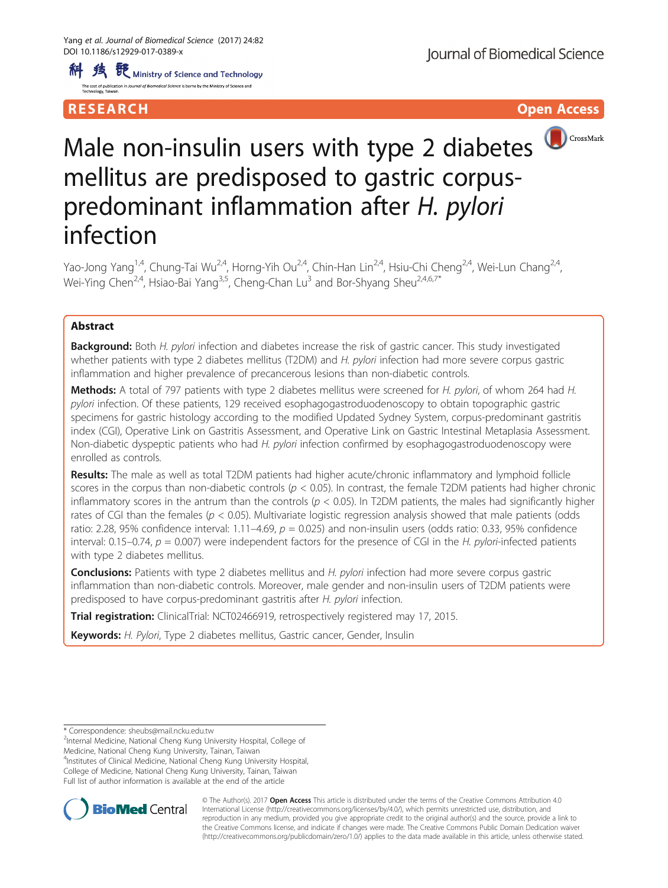RESEARCH

Open Access

# Male non-insulin users with type 2 diabetes mellitus are predisposed to gastric corpus-predominant inflammation after *H. pylori* infection

Yao-Jong Yang[1,4], Chung-Tai Wu[2,4], Horng-Yih Ou[2,4], Chin-Han Lin[2,4], Hsiu-Chi Cheng[2,4], Wei-Lun Chang[2,4], Wei-Ying Chen[2,4], Hsiao-Bai Yang[3,5], Cheng-Chan Lu[3] and Bor-Shyang Sheu[2,4,6,7*]

## Abstract

**Background:** Both *H. pylori* infection and diabetes increase the risk of gastric cancer. This study investigated whether patients with type 2 diabetes mellitus (T2DM) and *H. pylori* infection had more severe corpus gastric inflammation and higher prevalence of precancerous lesions than non-diabetic controls.

**Methods:** A total of 797 patients with type 2 diabetes mellitus were screened for *H. pylori*, of whom 264 had *H. pylori* infection. Of these patients, 129 received esophagogastroduodenoscopy to obtain topographic gastric specimens for gastric histology according to the modified Updated Sydney System, corpus-predominant gastritis index (CGI), Operative Link on Gastritis Assessment, and Operative Link on Gastric Intestinal Metaplasia Assessment. Non-diabetic dyspeptic patients who had *H. pylori* infection confirmed by esophagogastroduodenoscopy were enrolled as controls.

**Results:** The male as well as total T2DM patients had higher acute/chronic inflammatory and lymphoid follicle scores in the corpus than non-diabetic controls ($p < 0.05$). In contrast, the female T2DM patients had higher chronic inflammatory scores in the antrum than the controls ($p < 0.05$). In T2DM patients, the males had significantly higher rates of CGI than the females ($p < 0.05$). Multivariate logistic regression analysis showed that male patients (odds ratio: 2.28, 95% confidence interval: 1.11–4.69, $p = 0.025$) and non-insulin users (odds ratio: 0.33, 95% confidence interval: 0.15–0.74, $p = 0.007$) were independent factors for the presence of CGI in the *H. pylori*-infected patients with type 2 diabetes mellitus.

**Conclusions:** Patients with type 2 diabetes mellitus and *H. pylori* infection had more severe corpus gastric inflammation than non-diabetic controls. Moreover, male gender and non-insulin users of T2DM patients were predisposed to have corpus-predominant gastritis after *H. pylori* infection.

**Trial registration:** ClinicalTrial: NCT02466919, retrospectively registered may 17, 2015.

**Keywords:** *H. Pylori*, Type 2 diabetes mellitus, Gastric cancer, Gender, Insulin

---

* Correspondence: sheubs@mail.ncku.edu.tw

[2]Internal Medicine, National Cheng Kung University Hospital, College of Medicine, National Cheng Kung University, Tainan, Taiwan

[4]Institutes of Clinical Medicine, National Cheng Kung University Hospital, College of Medicine, National Cheng Kung University, Tainan, Taiwan

Full list of author information is available at the end of the article

© The Author(s). 2017 **Open Access** This article is distributed under the terms of the Creative Commons Attribution 4.0 International License (http://creativecommons.org/licenses/by/4.0/), which permits unrestricted use, distribution, and reproduction in any medium, provided you give appropriate credit to the original author(s) and the source, provide a link to the Creative Commons license, and indicate if changes were made. The Creative Commons Public Domain Dedication waiver (http://creativecommons.org/publicdomain/zero/1.0/) applies to the data made available in this article, unless otherwise stated.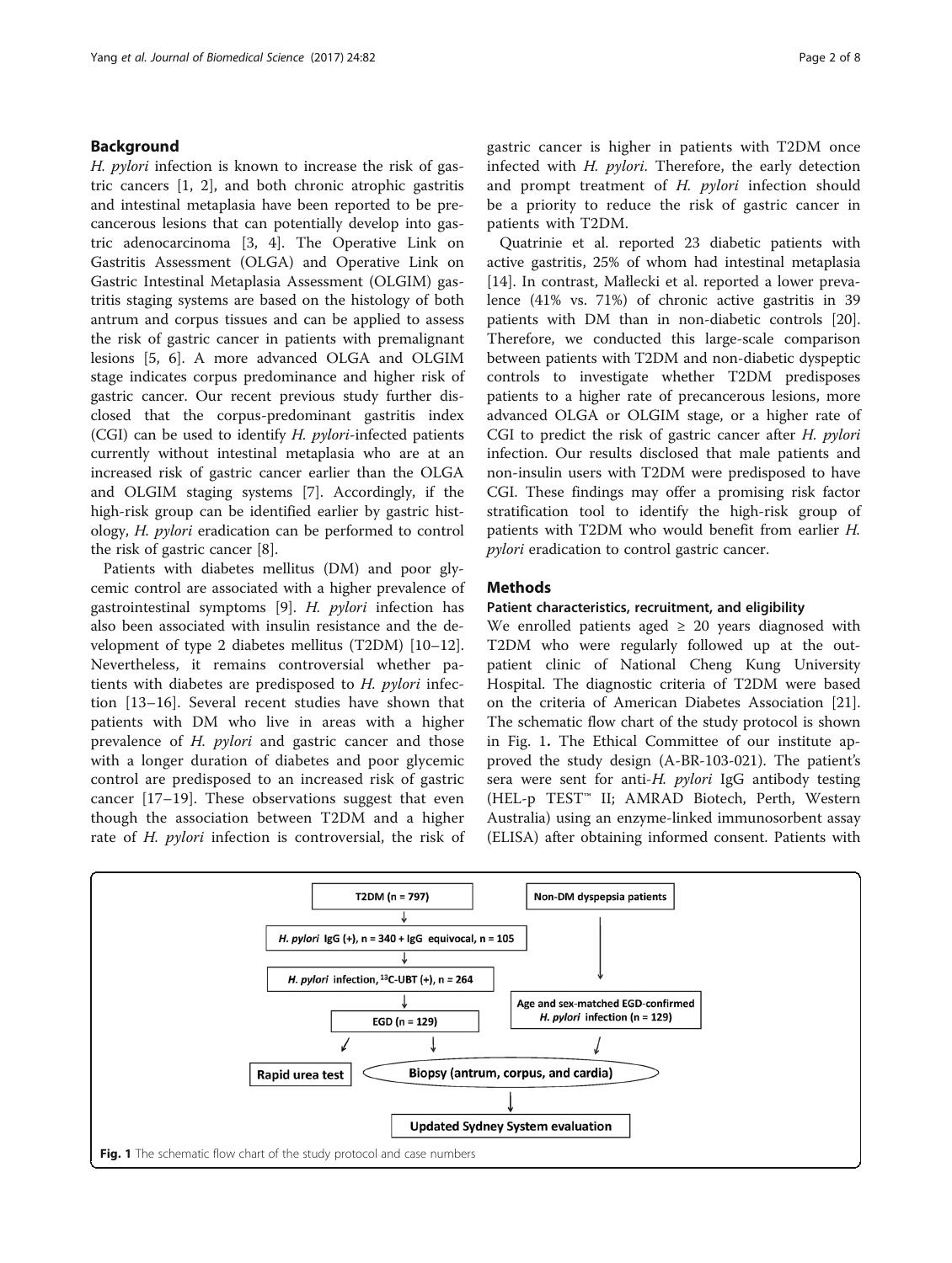## Background

*H. pylori* infection is known to increase the risk of gastric cancers [1, 2], and both chronic atrophic gastritis and intestinal metaplasia have been reported to be precancerous lesions that can potentially develop into gastric adenocarcinoma [3, 4]. The Operative Link on Gastritis Assessment (OLGA) and Operative Link on Gastric Intestinal Metaplasia Assessment (OLGIM) gastritis staging systems are based on the histology of both antrum and corpus tissues and can be applied to assess the risk of gastric cancer in patients with premalignant lesions [5, 6]. A more advanced OLGA and OLGIM stage indicates corpus predominance and higher risk of gastric cancer. Our recent previous study further disclosed that the corpus-predominant gastritis index (CGI) can be used to identify *H. pylori*-infected patients currently without intestinal metaplasia who are at an increased risk of gastric cancer earlier than the OLGA and OLGIM staging systems [7]. Accordingly, if the high-risk group can be identified earlier by gastric histology, *H. pylori* eradication can be performed to control the risk of gastric cancer [8].

Patients with diabetes mellitus (DM) and poor glycemic control are associated with a higher prevalence of gastrointestinal symptoms [9]. *H. pylori* infection has also been associated with insulin resistance and the development of type 2 diabetes mellitus (T2DM) [10–12]. Nevertheless, it remains controversial whether patients with diabetes are predisposed to *H. pylori* infection [13–16]. Several recent studies have shown that patients with DM who live in areas with a higher prevalence of *H. pylori* and gastric cancer and those with a longer duration of diabetes and poor glycemic control are predisposed to an increased risk of gastric cancer [17–19]. These observations suggest that even though the association between T2DM and a higher rate of *H. pylori* infection is controversial, the risk of gastric cancer is higher in patients with T2DM once infected with *H. pylori*. Therefore, the early detection and prompt treatment of *H. pylori* infection should be a priority to reduce the risk of gastric cancer in patients with T2DM.

Quatrinie et al. reported 23 diabetic patients with active gastritis, 25% of whom had intestinal metaplasia [14]. In contrast, Małecki et al. reported a lower prevalence (41% vs. 71%) of chronic active gastritis in 39 patients with DM than in non-diabetic controls [20]. Therefore, we conducted this large-scale comparison between patients with T2DM and non-diabetic dyspeptic controls to investigate whether T2DM predisposes patients to a higher rate of precancerous lesions, more advanced OLGA or OLGIM stage, or a higher rate of CGI to predict the risk of gastric cancer after *H. pylori* infection. Our results disclosed that male patients and non-insulin users with T2DM were predisposed to have CGI. These findings may offer a promising risk factor stratification tool to identify the high-risk group of patients with T2DM who would benefit from earlier *H. pylori* eradication to control gastric cancer.

## Methods

### Patient characteristics, recruitment, and eligibility

We enrolled patients aged ≥ 20 years diagnosed with T2DM who were regularly followed up at the outpatient clinic of National Cheng Kung University Hospital. The diagnostic criteria of T2DM were based on the criteria of American Diabetes Association [21]. The schematic flow chart of the study protocol is shown in Fig. 1. The Ethical Committee of our institute approved the study design (A-BR-103-021). The patient's sera were sent for anti-*H. pylori* IgG antibody testing (HEL-p TEST™ II; AMRAD Biotech, Perth, Western Australia) using an enzyme-linked immunosorbent assay (ELISA) after obtaining informed consent. Patients with

T2DM (n = 797) → *H. pylori* IgG (+), n = 340 + IgG equivocal, n = 105 → *H. pylori* infection, $^{13}$C-UBT (+), n = 264 → EGD (n = 129) → Rapid urea test; Biopsy (antrum, corpus, and cardia)

Non-DM dyspepsia patients → Age and sex-matched EGD-confirmed *H. pylori* infection (n = 129) → Biopsy (antrum, corpus, and cardia)

Biopsy (antrum, corpus, and cardia) → Updated Sydney System evaluation

Fig. 1 The schematic flow chart of the study protocol and case numbers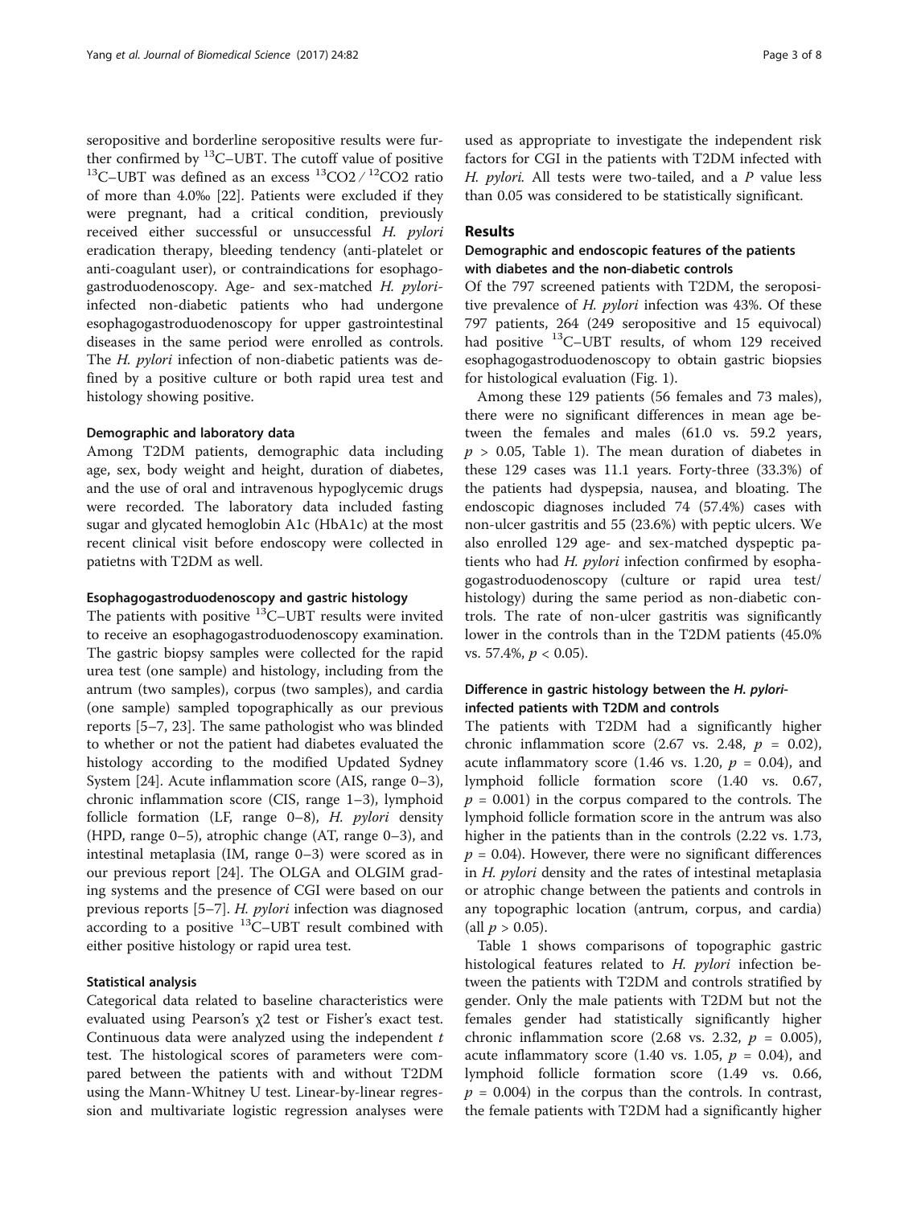seropositive and borderline seropositive results were further confirmed by $^{13}C$–UBT. The cutoff value of positive $^{13}C$–UBT was defined as an excess $^{13}CO_2 / ^{12}CO_2$ ratio of more than 4.0‰ [22]. Patients were excluded if they were pregnant, had a critical condition, previously received either successful or unsuccessful *H. pylori* eradication therapy, bleeding tendency (anti-platelet or anti-coagulant user), or contraindications for esophagogastroduodenoscopy. Age- and sex-matched *H. pylori*-infected non-diabetic patients who had undergone esophagogastroduodenoscopy for upper gastrointestinal diseases in the same period were enrolled as controls. The *H. pylori* infection of non-diabetic patients was defined by a positive culture or both rapid urea test and histology showing positive.

#### Demographic and laboratory data

Among T2DM patients, demographic data including age, sex, body weight and height, duration of diabetes, and the use of oral and intravenous hypoglycemic drugs were recorded. The laboratory data included fasting sugar and glycated hemoglobin A1c (HbA1c) at the most recent clinical visit before endoscopy were collected in patietns with T2DM as well.

#### Esophagogastroduodenoscopy and gastric histology

The patients with positive $^{13}C$–UBT results were invited to receive an esophagogastroduodenoscopy examination. The gastric biopsy samples were collected for the rapid urea test (one sample) and histology, including from the antrum (two samples), corpus (two samples), and cardia (one sample) sampled topographically as our previous reports [5–7, 23]. The same pathologist who was blinded to whether or not the patient had diabetes evaluated the histology according to the modified Updated Sydney System [24]. Acute inflammation score (AIS, range 0–3), chronic inflammation score (CIS, range 1–3), lymphoid follicle formation (LF, range 0–8), *H. pylori* density (HPD, range 0–5), atrophic change (AT, range 0–3), and intestinal metaplasia (IM, range 0–3) were scored as in our previous report [24]. The OLGA and OLGIM grading systems and the presence of CGI were based on our previous reports [5–7]. *H. pylori* infection was diagnosed according to a positive $^{13}C$–UBT result combined with either positive histology or rapid urea test.

#### Statistical analysis

Categorical data related to baseline characteristics were evaluated using Pearson's $\chi 2$ test or Fisher's exact test. Continuous data were analyzed using the independent $t$ test. The histological scores of parameters were compared between the patients with and without T2DM using the Mann-Whitney U test. Linear-by-linear regression and multivariate logistic regression analyses were used as appropriate to investigate the independent risk factors for CGI in the patients with T2DM infected with *H. pylori*. All tests were two-tailed, and a $P$ value less than 0.05 was considered to be statistically significant.

## Results

#### Demographic and endoscopic features of the patients with diabetes and the non-diabetic controls

Of the 797 screened patients with T2DM, the seropositive prevalence of *H. pylori* infection was 43%. Of these 797 patients, 264 (249 seropositive and 15 equivocal) had positive $^{13}C$–UBT results, of whom 129 received esophagogastroduodenoscopy to obtain gastric biopsies for histological evaluation (Fig. 1).

Among these 129 patients (56 females and 73 males), there were no significant differences in mean age between the females and males (61.0 vs. 59.2 years, $p > 0.05$, Table 1). The mean duration of diabetes in these 129 cases was 11.1 years. Forty-three (33.3%) of the patients had dyspepsia, nausea, and bloating. The endoscopic diagnoses included 74 (57.4%) cases with non-ulcer gastritis and 55 (23.6%) with peptic ulcers. We also enrolled 129 age- and sex-matched dyspeptic patients who had *H. pylori* infection confirmed by esophagogastroduodenoscopy (culture or rapid urea test/ histology) during the same period as non-diabetic controls. The rate of non-ulcer gastritis was significantly lower in the controls than in the T2DM patients (45.0% vs. 57.4%, $p < 0.05$).

#### Difference in gastric histology between the *H. pylori*-infected patients with T2DM and controls

The patients with T2DM had a significantly higher chronic inflammation score (2.67 vs. 2.48, $p = 0.02$), acute inflammatory score (1.46 vs. 1.20, $p = 0.04$), and lymphoid follicle formation score (1.40 vs. 0.67, $p = 0.001$) in the corpus compared to the controls. The lymphoid follicle formation score in the antrum was also higher in the patients than in the controls (2.22 vs. 1.73, $p = 0.04$). However, there were no significant differences in *H. pylori* density and the rates of intestinal metaplasia or atrophic change between the patients and controls in any topographic location (antrum, corpus, and cardia) (all $p > 0.05$).

Table 1 shows comparisons of topographic gastric histological features related to *H. pylori* infection between the patients with T2DM and controls stratified by gender. Only the male patients with T2DM but not the females gender had statistically significantly higher chronic inflammation score (2.68 vs. 2.32, $p = 0.005$), acute inflammatory score (1.40 vs. 1.05, $p = 0.04$), and lymphoid follicle formation score (1.49 vs. 0.66, $p = 0.004$) in the corpus than the controls. In contrast, the female patients with T2DM had a significantly higher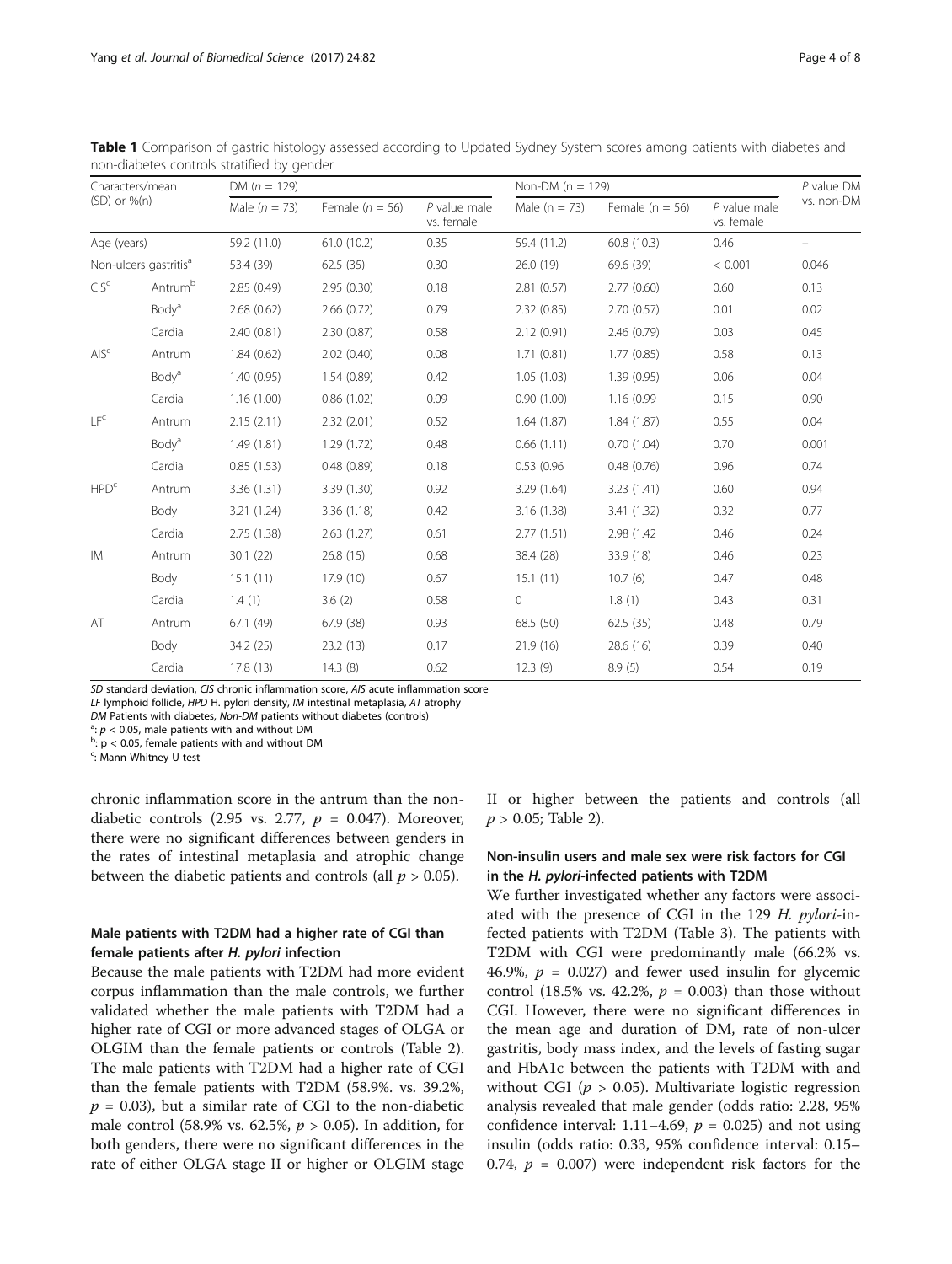**Table 1** Comparison of gastric histology assessed according to Updated Sydney System scores among patients with diabetes and non-diabetes controls stratified by gender

| Characters/mean (SD) or %(n) | | DM ($n$ = 129) | | | Non-DM (n = 129) | | | $P$ value DM vs. non-DM |
|---|---|---|---|---|---|---|---|---|
| | | Male ($n$ = 73) | Female ($n$ = 56) | $P$ value male vs. female | Male (n = 73) | Female (n = 56) | $P$ value male vs. female | |
| Age (years) | | 59.2 (11.0) | 61.0 (10.2) | 0.35 | 59.4 (11.2) | 60.8 (10.3) | 0.46 | – |
| Non-ulcers gastritis[a] | | 53.4 (39) | 62.5 (35) | 0.30 | 26.0 (19) | 69.6 (39) | < 0.001 | 0.046 |
| CIS[c] | Antrum[b] | 2.85 (0.49) | 2.95 (0.30) | 0.18 | 2.81 (0.57) | 2.77 (0.60) | 0.60 | 0.13 |
| | Body[a] | 2.68 (0.62) | 2.66 (0.72) | 0.79 | 2.32 (0.85) | 2.70 (0.57) | 0.01 | 0.02 |
| | Cardia | 2.40 (0.81) | 2.30 (0.87) | 0.58 | 2.12 (0.91) | 2.46 (0.79) | 0.03 | 0.45 |
| AIS[c] | Antrum | 1.84 (0.62) | 2.02 (0.40) | 0.08 | 1.71 (0.81) | 1.77 (0.85) | 0.58 | 0.13 |
| | Body[a] | 1.40 (0.95) | 1.54 (0.89) | 0.42 | 1.05 (1.03) | 1.39 (0.95) | 0.06 | 0.04 |
| | Cardia | 1.16 (1.00) | 0.86 (1.02) | 0.09 | 0.90 (1.00) | 1.16 (0.99 | 0.15 | 0.90 |
| LF[c] | Antrum | 2.15 (2.11) | 2.32 (2.01) | 0.52 | 1.64 (1.87) | 1.84 (1.87) | 0.55 | 0.04 |
| | Body[a] | 1.49 (1.81) | 1.29 (1.72) | 0.48 | 0.66 (1.11) | 0.70 (1.04) | 0.70 | 0.001 |
| | Cardia | 0.85 (1.53) | 0.48 (0.89) | 0.18 | 0.53 (0.96 | 0.48 (0.76) | 0.96 | 0.74 |
| HPD[c] | Antrum | 3.36 (1.31) | 3.39 (1.30) | 0.92 | 3.29 (1.64) | 3.23 (1.41) | 0.60 | 0.94 |
| | Body | 3.21 (1.24) | 3.36 (1.18) | 0.42 | 3.16 (1.38) | 3.41 (1.32) | 0.32 | 0.77 |
| | Cardia | 2.75 (1.38) | 2.63 (1.27) | 0.61 | 2.77 (1.51) | 2.98 (1.42 | 0.46 | 0.24 |
| IM | Antrum | 30.1 (22) | 26.8 (15) | 0.68 | 38.4 (28) | 33.9 (18) | 0.46 | 0.23 |
| | Body | 15.1 (11) | 17.9 (10) | 0.67 | 15.1 (11) | 10.7 (6) | 0.47 | 0.48 |
| | Cardia | 1.4 (1) | 3.6 (2) | 0.58 | 0 | 1.8 (1) | 0.43 | 0.31 |
| AT | Antrum | 67.1 (49) | 67.9 (38) | 0.93 | 68.5 (50) | 62.5 (35) | 0.48 | 0.79 |
| | Body | 34.2 (25) | 23.2 (13) | 0.17 | 21.9 (16) | 28.6 (16) | 0.39 | 0.40 |
| | Cardia | 17.8 (13) | 14.3 (8) | 0.62 | 12.3 (9) | 8.9 (5) | 0.54 | 0.19 |

SD standard deviation, CIS chronic inflammation score, AIS acute inflammation score
LF lymphoid follicle, HPD H. pylori density, IM intestinal metaplasia, AT atrophy
DM Patients with diabetes, Non-DM patients without diabetes (controls)
[a]: $p < 0.05$, male patients with and without DM
[b]: $p < 0.05$, female patients with and without DM
[c]: Mann-Whitney U test

chronic inflammation score in the antrum than the non-diabetic controls (2.95 vs. 2.77, $p$ = 0.047). Moreover, there were no significant differences between genders in the rates of intestinal metaplasia and atrophic change between the diabetic patients and controls (all $p > 0.05$).

### Male patients with T2DM had a higher rate of CGI than female patients after *H. pylori* infection

Because the male patients with T2DM had more evident corpus inflammation than the male controls, we further validated whether the male patients with T2DM had a higher rate of CGI or more advanced stages of OLGA or OLGIM than the female patients or controls (Table 2). The male patients with T2DM had a higher rate of CGI than the female patients with T2DM (58.9%. vs. 39.2%, $p$ = 0.03), but a similar rate of CGI to the non-diabetic male control (58.9% vs. 62.5%, $p > 0.05$). In addition, for both genders, there were no significant differences in the rate of either OLGA stage II or higher or OLGIM stage II or higher between the patients and controls (all $p > 0.05$; Table 2).

### Non-insulin users and male sex were risk factors for CGI in the *H. pylori*-infected patients with T2DM

We further investigated whether any factors were associated with the presence of CGI in the 129 *H. pylori*-infected patients with T2DM (Table 3). The patients with T2DM with CGI were predominantly male (66.2% vs. 46.9%, $p$ = 0.027) and fewer used insulin for glycemic control (18.5% vs. 42.2%, $p$ = 0.003) than those without CGI. However, there were no significant differences in the mean age and duration of DM, rate of non-ulcer gastritis, body mass index, and the levels of fasting sugar and HbA1c between the patients with T2DM with and without CGI ($p > 0.05$). Multivariate logistic regression analysis revealed that male gender (odds ratio: 2.28, 95% confidence interval: 1.11–4.69, $p$ = 0.025) and not using insulin (odds ratio: 0.33, 95% confidence interval: 0.15–0.74, $p$ = 0.007) were independent risk factors for the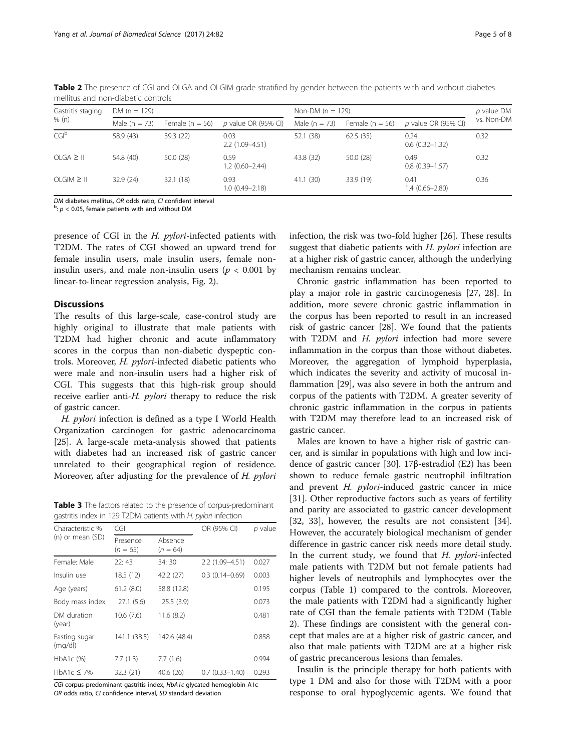**Table 2** The presence of CGI and OLGA and OLGIM grade stratified by gender between the patients with and without diabetes mellitus and non-diabetic controls

| Gastritis staging % (n) | DM (n = 129) | | | Non-DM (n = 129) | | | p value DM vs. Non-DM |
|---|---|---|---|---|---|---|---|
| | Male (n = 73) | Female (n = 56) | p value OR (95% CI) | Male (n = 73) | Female (n = 56) | p value OR (95% CI) | |
| CGI[b] | 58.9 (43) | 39.3 (22) | 0.03 2.2 (1.09–4.51) | 52.1 (38) | 62.5 (35) | 0.24 0.6 (0.32–1.32) | 0.32 |
| OLGA ≥ II | 54.8 (40) | 50.0 (28) | 0.59 1.2 (0.60–2.44) | 43.8 (32) | 50.0 (28) | 0.49 0.8 (0.39–1.57) | 0.32 |
| OLGIM ≥ II | 32.9 (24) | 32.1 (18) | 0.93 1.0 (0.49–2.18) | 41.1 (30) | 33.9 (19) | 0.41 1.4 (0.66–2.80) | 0.36 |

*DM* diabetes mellitus, *OR* odds ratio, *CI* confident interval
[b]: $p < 0.05$, female patients with and without DM

presence of CGI in the *H. pylori*-infected patients with T2DM. The rates of CGI showed an upward trend for female insulin users, male insulin users, female non-insulin users, and male non-insulin users ($p < 0.001$ by linear-to-linear regression analysis, Fig. 2).

## Discussions

The results of this large-scale, case-control study are highly original to illustrate that male patients with T2DM had higher chronic and acute inflammatory scores in the corpus than non-diabetic dyspeptic controls. Moreover, *H. pylori*-infected diabetic patients who were male and non-insulin users had a higher risk of CGI. This suggests that this high-risk group should receive earlier anti-*H. pylori* therapy to reduce the risk of gastric cancer.

*H. pylori* infection is defined as a type I World Health Organization carcinogen for gastric adenocarcinoma [25]. A large-scale meta-analysis showed that patients with diabetes had an increased risk of gastric cancer unrelated to their geographical region of residence. Moreover, after adjusting for the prevalence of *H. pylori* infection, the risk was two-fold higher [26]. These results suggest that diabetic patients with *H. pylori* infection are at a higher risk of gastric cancer, although the underlying mechanism remains unclear.

**Table 3** The factors related to the presence of corpus-predominant gastritis index in 129 T2DM patients with *H. pylori* infection

| Characteristic % (n) or mean (SD) | CGI | | OR (95% CI) | p value |
|---|---|---|---|---|
| | Presence (n = 65) | Absence (n = 64) | | |
| Female: Male | 22: 43 | 34: 30 | 2.2 (1.09–4.51) | 0.027 |
| Insulin use | 18.5 (12) | 42.2 (27) | 0.3 (0.14–0.69) | 0.003 |
| Age (years) | 61.2 (8.0) | 58.8 (12.8) | | 0.195 |
| Body mass index | 27.1 (5.6) | 25.5 (3.9) | | 0.073 |
| DM duration (year) | 10.6 (7.6) | 11.6 (8.2) | | 0.481 |
| Fasting sugar (mg/dl) | 141.1 (38.5) | 142.6 (48.4) | | 0.858 |
| HbA1c (%) | 7.7 (1.3) | 7.7 (1.6) | | 0.994 |
| HbA1c ≤ 7% | 32.3 (21) | 40.6 (26) | 0.7 (0.33–1.40) | 0.293 |

*CGI* corpus-predominant gastritis index, *HbA1c* glycated hemoglobin A1c
*OR* odds ratio, *CI* confidence interval, *SD* standard deviation

Chronic gastric inflammation has been reported to play a major role in gastric carcinogenesis [27, 28]. In addition, more severe chronic gastric inflammation in the corpus has been reported to result in an increased risk of gastric cancer [28]. We found that the patients with T2DM and *H. pylori* infection had more severe inflammation in the corpus than those without diabetes. Moreover, the aggregation of lymphoid hyperplasia, which indicates the severity and activity of mucosal inflammation [29], was also severe in both the antrum and corpus of the patients with T2DM. A greater severity of chronic gastric inflammation in the corpus in patients with T2DM may therefore lead to an increased risk of gastric cancer.

Males are known to have a higher risk of gastric cancer, and is similar in populations with high and low incidence of gastric cancer [30]. 17β-estradiol (E2) has been shown to reduce female gastric neutrophil infiltration and prevent *H. pylori*-induced gastric cancer in mice [31]. Other reproductive factors such as years of fertility and parity are associated to gastric cancer development [32, 33], however, the results are not consistent [34]. However, the accurately biological mechanism of gender difference in gastric cancer risk needs more detail study. In the current study, we found that *H. pylori*-infected male patients with T2DM but not female patients had higher levels of neutrophils and lymphocytes over the corpus (Table 1) compared to the controls. Moreover, the male patients with T2DM had a significantly higher rate of CGI than the female patients with T2DM (Table 2). These findings are consistent with the general concept that males are at a higher risk of gastric cancer, and also that male patients with T2DM are at a higher risk of gastric precancerous lesions than females.

Insulin is the principle therapy for both patients with type 1 DM and also for those with T2DM with a poor response to oral hypoglycemic agents. We found that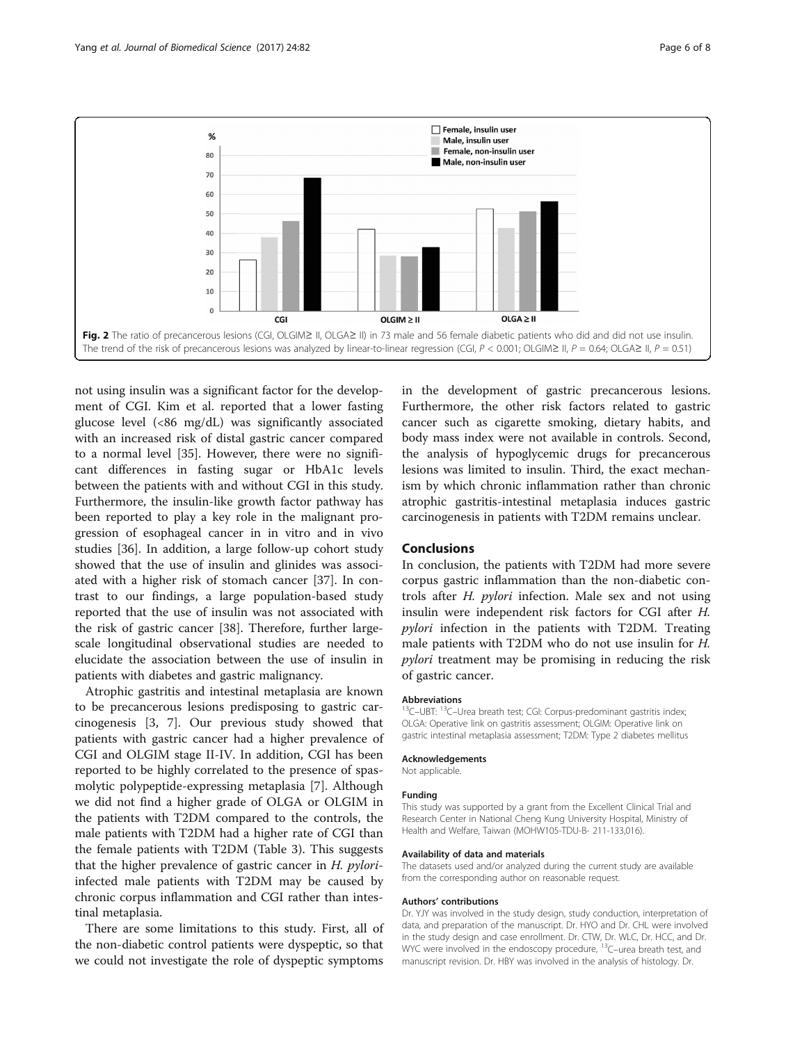**Fig. 2** The ratio of precancerous lesions (CGI, OLGIM≥ II, OLGA≥ II) in 73 male and 56 female diabetic patients who did and did not use insulin. The trend of the risk of precancerous lesions was analyzed by linear-to-linear regression (CGI, $P < 0.001$; OLGIM≥ II, $P = 0.64$; OLGA≥ II, $P = 0.51$)

not using insulin was a significant factor for the development of CGI. Kim et al. reported that a lower fasting glucose level (<86 mg/dL) was significantly associated with an increased risk of distal gastric cancer compared to a normal level [35]. However, there were no significant differences in fasting sugar or HbA1c levels between the patients with and without CGI in this study. Furthermore, the insulin-like growth factor pathway has been reported to play a key role in the malignant progression of esophageal cancer in in vitro and in vivo studies [36]. In addition, a large follow-up cohort study showed that the use of insulin and glinides was associated with a higher risk of stomach cancer [37]. In contrast to our findings, a large population-based study reported that the use of insulin was not associated with the risk of gastric cancer [38]. Therefore, further large-scale longitudinal observational studies are needed to elucidate the association between the use of insulin in patients with diabetes and gastric malignancy.

Atrophic gastritis and intestinal metaplasia are known to be precancerous lesions predisposing to gastric carcinogenesis [3, 7]. Our previous study showed that patients with gastric cancer had a higher prevalence of CGI and OLGIM stage II-IV. In addition, CGI has been reported to be highly correlated to the presence of spasmolytic polypeptide-expressing metaplasia [7]. Although we did not find a higher grade of OLGA or OLGIM in the patients with T2DM compared to the controls, the male patients with T2DM had a higher rate of CGI than the female patients with T2DM (Table 3). This suggests that the higher prevalence of gastric cancer in *H. pylori*-infected male patients with T2DM may be caused by chronic corpus inflammation and CGI rather than intestinal metaplasia.

There are some limitations to this study. First, all of the non-diabetic control patients were dyspeptic, so that we could not investigate the role of dyspeptic symptoms in the development of gastric precancerous lesions. Furthermore, the other risk factors related to gastric cancer such as cigarette smoking, dietary habits, and body mass index were not available in controls. Second, the analysis of hypoglycemic drugs for precancerous lesions was limited to insulin. Third, the exact mechanism by which chronic inflammation rather than chronic atrophic gastritis-intestinal metaplasia induces gastric carcinogenesis in patients with T2DM remains unclear.

## Conclusions

In conclusion, the patients with T2DM had more severe corpus gastric inflammation than the non-diabetic controls after *H. pylori* infection. Male sex and not using insulin were independent risk factors for CGI after *H. pylori* infection in the patients with T2DM. Treating male patients with T2DM who do not use insulin for *H. pylori* treatment may be promising in reducing the risk of gastric cancer.

#### Abbreviations

$^{13}$C–UBT: $^{13}$C–Urea breath test; CGI: Corpus-predominant gastritis index; OLGA: Operative link on gastritis assessment; OLGIM: Operative link on gastric intestinal metaplasia assessment; T2DM: Type 2 diabetes mellitus

#### Acknowledgements

Not applicable.

#### Funding

This study was supported by a grant from the Excellent Clinical Trial and Research Center in National Cheng Kung University Hospital, Ministry of Health and Welfare, Taiwan (MOHW105-TDU-B- 211-133,016).

#### Availability of data and materials

The datasets used and/or analyzed during the current study are available from the corresponding author on reasonable request.

#### Authors' contributions

Dr. YJY was involved in the study design, study conduction, interpretation of data, and preparation of the manuscript. Dr. HYO and Dr. CHL were involved in the study design and case enrollment. Dr. CTW, Dr. WLC, Dr. HCC, and Dr. WYC were involved in the endoscopy procedure, $^{13}$C–urea breath test, and manuscript revision. Dr. HBY was involved in the analysis of histology. Dr.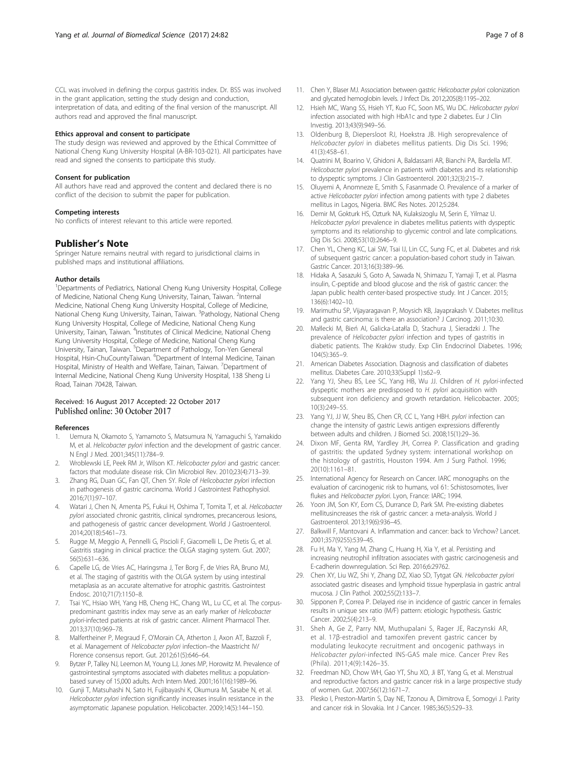CCL was involved in defining the corpus gastritis index. Dr. BSS was involved in the grant application, setting the study design and conduction, interpretation of data, and editing of the final version of the manuscript. All authors read and approved the final manuscript.

#### Ethics approval and consent to participate

The study design was reviewed and approved by the Ethical Committee of National Cheng Kung University Hospital (A-BR-103-021). All participates have read and signed the consents to participate this study.

#### Consent for publication

All authors have read and approved the content and declared there is no conflict of the decision to submit the paper for publication.

#### Competing interests

No conflicts of interest relevant to this article were reported.

## Publisher's Note

Springer Nature remains neutral with regard to jurisdictional claims in published maps and institutional affiliations.

#### Author details

[1]Departments of Pediatrics, National Cheng Kung University Hospital, College of Medicine, National Cheng Kung University, Tainan, Taiwan. [2]Internal Medicine, National Cheng Kung University Hospital, College of Medicine, National Cheng Kung University, Tainan, Taiwan. [3]Pathology, National Cheng Kung University Hospital, College of Medicine, National Cheng Kung University, Tainan, Taiwan. [4]Institutes of Clinical Medicine, National Cheng Kung University Hospital, College of Medicine, National Cheng Kung University, Tainan, Taiwan. [5]Department of Pathology, Ton-Yen General Hospital, Hsin-ChuCountyTaiwan. [6]Department of Internal Medicine, Tainan Hospital, Ministry of Health and Welfare, Tainan, Taiwan. [7]Department of Internal Medicine, National Cheng Kung University Hospital, 138 Sheng Li Road, Tainan 70428, Taiwan.

Received: 16 August 2017 Accepted: 22 October 2017
Published online: 30 October 2017

#### References

1. Uemura N, Okamoto S, Yamamoto S, Matsumura N, Yamaguchi S, Yamakido M, et al. *Helicobacter pylori* infection and the development of gastric cancer. N Engl J Med. 2001;345(11):784–9.
2. Wroblewski LE, Peek RM Jr, Wilson KT. *Helicobacter pylori* and gastric cancer: factors that modulate disease risk. Clin Microbiol Rev. 2010;23(4):713–39.
3. Zhang RG, Duan GC, Fan QT, Chen SY. Role of *Helicobacter pylori* infection in pathogenesis of gastric carcinoma. World J Gastrointest Pathophysiol. 2016;7(1):97–107.
4. Watari J, Chen N, Amenta PS, Fukui H, Oshima T, Tomita T, et al. *Helicobacter pylori* associated chronic gastritis, clinical syndromes, precancerous lesions, and pathogenesis of gastric cancer development. World J Gastroenterol. 2014;20(18):5461–73.
5. Rugge M, Meggio A, Pennelli G, Piscioli F, Giacomelli L, De Pretis G, et al. Gastritis staging in clinical practice: the OLGA staging system. Gut. 2007; 56(5):631–636.
6. Capelle LG, de Vries AC, Haringsma J, Ter Borg F, de Vries RA, Bruno MJ, et al. The staging of gastritis with the OLGA system by using intestinal metaplasia as an accurate alternative for atrophic gastritis. Gastrointest Endosc. 2010;71(7):1150–8.
7. Tsai YC, Hsiao WH, Yang HB, Cheng HC, Chang WL, Lu CC, et al. The corpus-predominant gastritis index may serve as an early marker of *Helicobacter pylori*-infected patients at risk of gastric cancer. Aliment Pharmacol Ther. 2013;37(10):969–78.
8. Malfertheiner P, Megraud F, O'Morain CA, Atherton J, Axon AT, Bazzoli F, et al. Management of *Helicobacter pylori* infection–the Maastricht IV/ Florence consensus report. Gut. 2012;61(5):646–64.
9. Bytzer P, Talley NJ, Leemon M, Young LJ, Jones MP, Horowitz M. Prevalence of gastrointestinal symptoms associated with diabetes mellitus: a population-based survey of 15,000 adults. Arch Intern Med. 2001;161(16):1989–96.
10. Gunji T, Matsuhashi N, Sato H, Fujibayashi K, Okumura M, Sasabe N, et al. *Helicobacter pylori* infection significantly increases insulin resistance in the asymptomatic Japanese population. Helicobacter. 2009;14(5):144–150.
11. Chen Y, Blaser MJ. Association between gastric *Helicobacter pylori* colonization and glycated hemoglobin levels. J Infect Dis. 2012;205(8):1195–202.
12. Hsieh MC, Wang SS, Hsieh YT, Kuo FC, Soon MS, Wu DC. *Helicobacter pylori* infection associated with high HbA1c and type 2 diabetes. Eur J Clin Investig. 2013;43(9):949–56.
13. Oldenburg B, Diepersloot RJ, Hoekstra JB. High seroprevalence of *Helicobacter pylori* in diabetes mellitus patients. Dig Dis Sci. 1996; 41(3):458–61.
14. Quatrini M, Boarino V, Ghidoni A, Baldassarri AR, Bianchi PA, Bardella MT. *Helicobacter pylori* prevalence in patients with diabetes and its relationship to dyspeptic symptoms. J Clin Gastroenterol. 2001;32(3):215–7.
15. Oluyemi A, Anomneze E, Smith S, Fasanmade O. Prevalence of a marker of active *Helicobacter pylori* infection among patients with type 2 diabetes mellitus in Lagos, Nigeria. BMC Res Notes. 2012;5:284.
16. Demir M, Gokturk HS, Ozturk NA, Kulaksizoglu M, Serin E, Yilmaz U. *Helicobacter pylori* prevalence in diabetes mellitus patients with dyspeptic symptoms and its relationship to glycemic control and late complications. Dig Dis Sci. 2008;53(10):2646–9.
17. Chen YL, Cheng KC, Lai SW, Tsai IJ, Lin CC, Sung FC, et al. Diabetes and risk of subsequent gastric cancer: a population-based cohort study in Taiwan. Gastric Cancer. 2013;16(3):389–96.
18. Hidaka A, Sasazuki S, Goto A, Sawada N, Shimazu T, Yamaji T, et al. Plasma insulin, C-peptide and blood glucose and the risk of gastric cancer: the Japan public health center-based prospective study. Int J Cancer. 2015; 136(6):1402–10.
19. Marimuthu SP, Vijayaragavan P, Moysich KB, Jayaprakash V. Diabetes mellitus and gastric carcinoma: is there an association? J Carcinog. 2011;10:30.
20. Małłecki M, Bień AI, Galicka-Latała D, Stachura J, Sieradzki J. The prevalence of *Helicobacter pylori* infection and types of gastritis in diabetic patients. The Kraków study. Exp Clin Endocrinol Diabetes. 1996; 104(5):365–9.
21. American Diabetes Association. Diagnosis and classification of diabetes mellitus. Diabetes Care. 2010;33(Suppl 1):s62–9.
22. Yang YJ, Sheu BS, Lee SC, Yang HB, Wu JJ. Children of *H. pylori*-infected dyspeptic mothers are predisposed to *H. pylori* acquisition with subsequent iron deficiency and growth retardation. Helicobacter. 2005; 10(3):249–55.
23. Yang YJ, JJ W, Sheu BS, Chen CR, CC L, Yang HBH. *pylori* infection can change the intensity of gastric Lewis antigen expressions differently between adults and children. J Biomed Sci. 2008;15(1):29–36.
24. Dixon MF, Genta RM, Yardley JH, Correa P. Classification and grading of gastritis: the updated Sydney system: international workshop on the histology of gastritis, Houston 1994. Am J Surg Pathol. 1996; 20(10):1161–81.
25. International Agency for Research on Cancer. IARC monographs on the evaluation of carcinogenic risk to humans, vol 61: Schistosomotes, liver flukes and *Helicobacter pylori*. Lyon, France: IARC; 1994.
26. Yoon JM, Son KY, Eom CS, Durrance D, Park SM. Pre-existing diabetes mellitusincreases the risk of gastric cancer: a meta-analysis. World J Gastroenterol. 2013;19(6):936–45.
27. Balkwill F, Mantovani A. Inflammation and cancer: back to Virchow? Lancet. 2001;357(9255):539–45.
28. Fu H, Ma Y, Yang M, Zhang C, Huang H, Xia Y, et al. Persisting and increasing neutrophil infiltration associates with gastric carcinogenesis and E-cadherin downregulation. Sci Rep. 2016;6:29762.
29. Chen XY, Liu WZ, Shi Y, Zhang DZ, Xiao SD, Tytgat GN. *Helicobacter pylori* associated gastric diseases and lymphoid tissue hyperplasia in gastric antral mucosa. J Clin Pathol. 2002;55(2):133–7.
30. Sipponen P, Correa P. Delayed rise in incidence of gastric cancer in females results in unique sex ratio (M/F) pattern: etiologic hypothesis. Gastric Cancer. 2002;5(4):213–9.
31. Sheh A, Ge Z, Parry NM, Muthupalani S, Rager JE, Raczynski AR, et al. 17β-estradiol and tamoxifen prevent gastric cancer by modulating leukocyte recruitment and oncogenic pathways in *Helicobacter pylori*-infected INS-GAS male mice. Cancer Prev Res (Phila). 2011;4(9):1426–35.
32. Freedman ND, Chow WH, Gao YT, Shu XO, Ji BT, Yang G, et al. Menstrual and reproductive factors and gastric cancer risk in a large prospective study of women. Gut. 2007;56(12):1671–7.
33. Plesko I, Preston-Martin S, Day NE, Tzonou A, Dimitrova E, Somogyi J. Parity and cancer risk in Slovakia. Int J Cancer. 1985;36(5):529–33.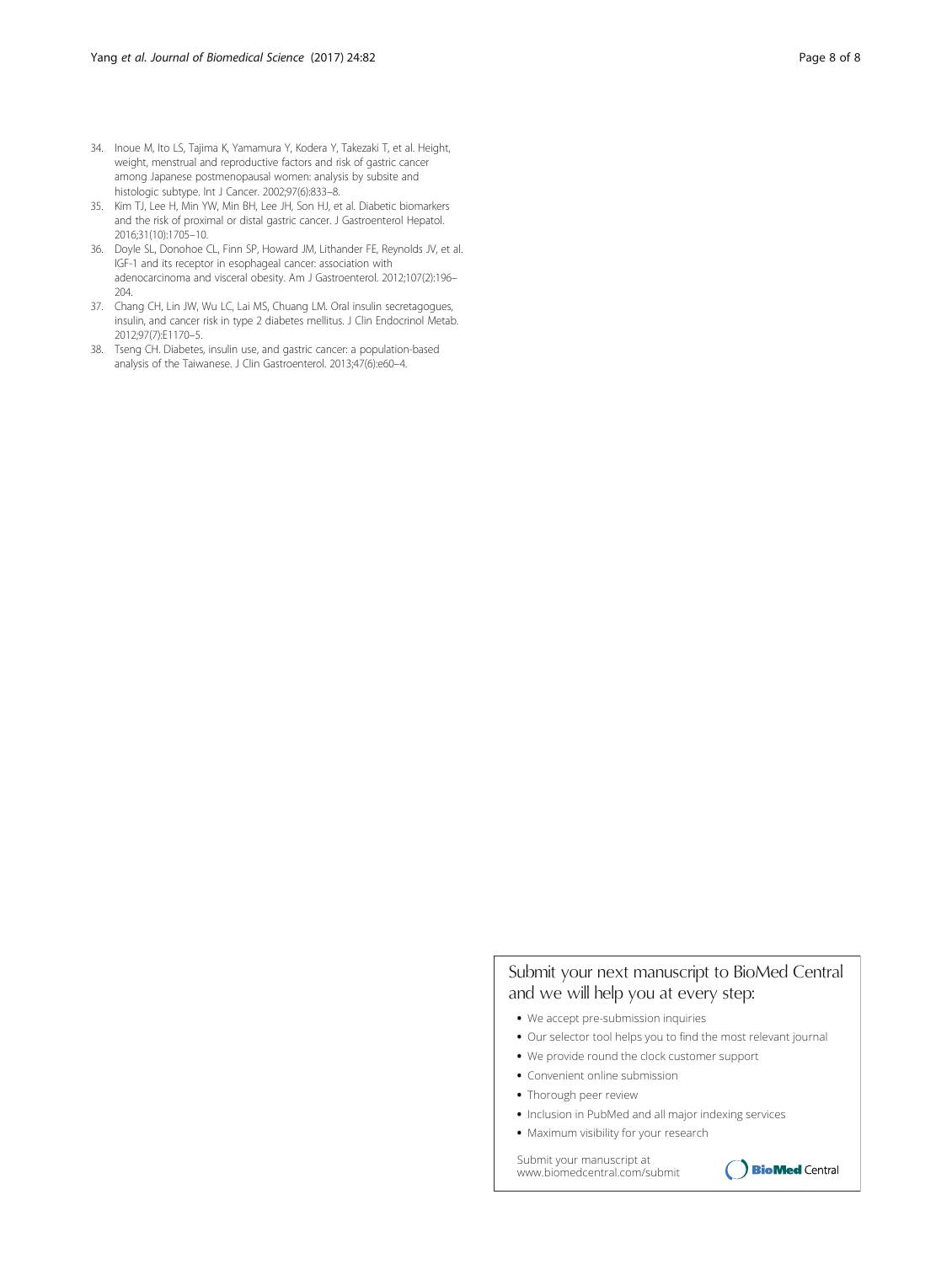34. Inoue M, Ito LS, Tajima K, Yamamura Y, Kodera Y, Takezaki T, et al. Height, weight, menstrual and reproductive factors and risk of gastric cancer among Japanese postmenopausal women: analysis by subsite and histologic subtype. Int J Cancer. 2002;97(6):833–8.
35. Kim TJ, Lee H, Min YW, Min BH, Lee JH, Son HJ, et al. Diabetic biomarkers and the risk of proximal or distal gastric cancer. J Gastroenterol Hepatol. 2016;31(10):1705–10.
36. Doyle SL, Donohoe CL, Finn SP, Howard JM, Lithander FE, Reynolds JV, et al. IGF-1 and its receptor in esophageal cancer: association with adenocarcinoma and visceral obesity. Am J Gastroenterol. 2012;107(2):196–204.
37. Chang CH, Lin JW, Wu LC, Lai MS, Chuang LM. Oral insulin secretagogues, insulin, and cancer risk in type 2 diabetes mellitus. J Clin Endocrinol Metab. 2012;97(7):E1170–5.
38. Tseng CH. Diabetes, insulin use, and gastric cancer: a population-based analysis of the Taiwanese. J Clin Gastroenterol. 2013;47(6):e60–4.

Submit your next manuscript to BioMed Central and we will help you at every step:

- We accept pre-submission inquiries
- Our selector tool helps you to find the most relevant journal
- We provide round the clock customer support
- Convenient online submission
- Thorough peer review
- Inclusion in PubMed and all major indexing services
- Maximum visibility for your research

Submit your manuscript at
www.biomedcentral.com/submit

BioMed Central